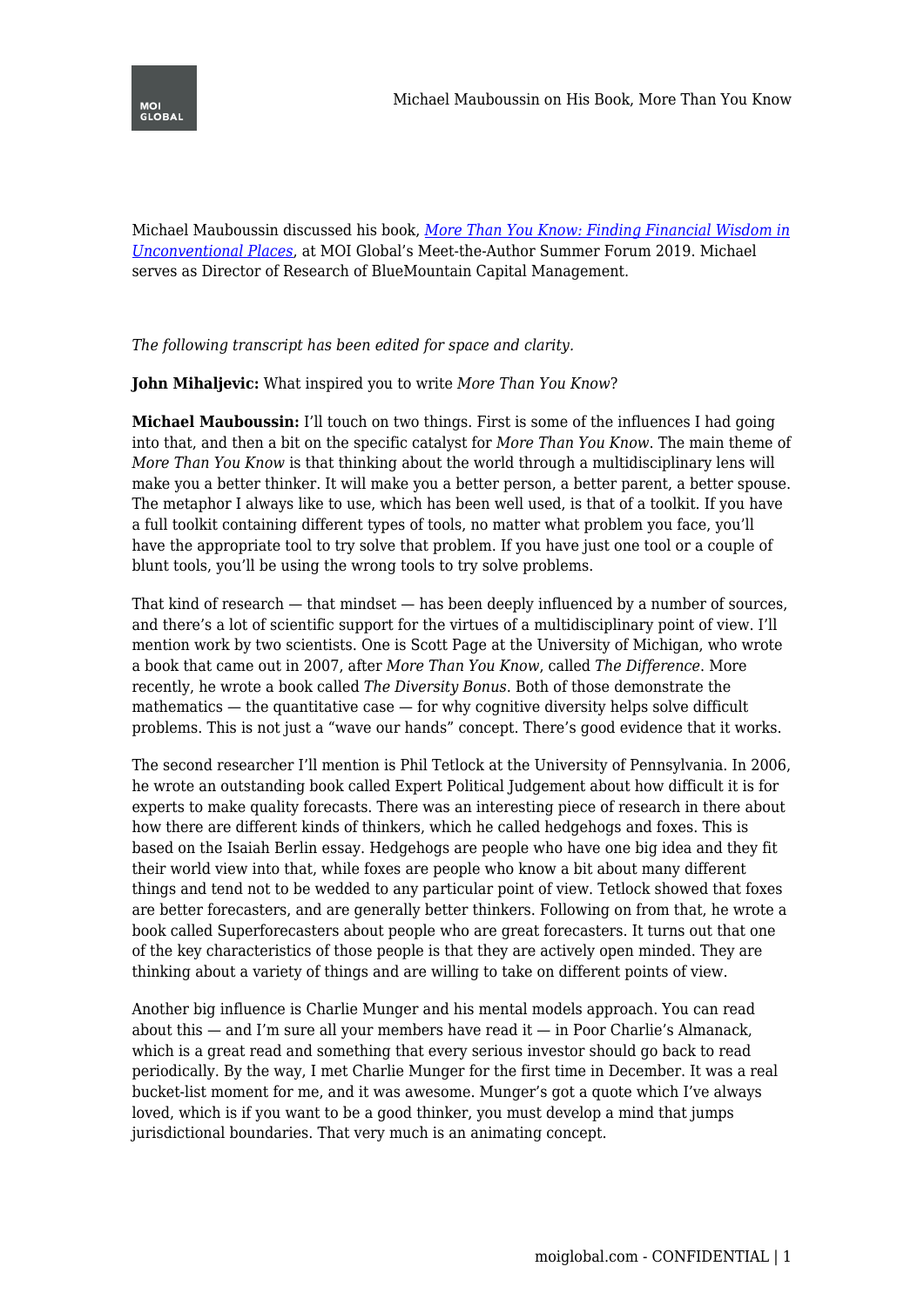Michael Mauboussin discussed his book, [*More Than You Know: Finding Financial Wisdom in Unconventional Places*](), at MOI Global's Meet-the-Author Summer Forum 2019. Michael serves as Director of Research of BlueMountain Capital Management.

*The following transcript has been edited for space and clarity.*

**John Mihaljevic:** What inspired you to write *More Than You Know*?

**Michael Mauboussin:** I'll touch on two things. First is some of the influences I had going into that, and then a bit on the specific catalyst for *More Than You Know*. The main theme of *More Than You Know* is that thinking about the world through a multidisciplinary lens will make you a better thinker. It will make you a better person, a better parent, a better spouse. The metaphor I always like to use, which has been well used, is that of a toolkit. If you have a full toolkit containing different types of tools, no matter what problem you face, you'll have the appropriate tool to try solve that problem. If you have just one tool or a couple of blunt tools, you'll be using the wrong tools to try solve problems.

That kind of research — that mindset — has been deeply influenced by a number of sources, and there's a lot of scientific support for the virtues of a multidisciplinary point of view. I'll mention work by two scientists. One is Scott Page at the University of Michigan, who wrote a book that came out in 2007, after *More Than You Know*, called *The Difference*. More recently, he wrote a book called *The Diversity Bonus*. Both of those demonstrate the mathematics — the quantitative case — for why cognitive diversity helps solve difficult problems. This is not just a "wave our hands" concept. There's good evidence that it works.

The second researcher I'll mention is Phil Tetlock at the University of Pennsylvania. In 2006, he wrote an outstanding book called Expert Political Judgement about how difficult it is for experts to make quality forecasts. There was an interesting piece of research in there about how there are different kinds of thinkers, which he called hedgehogs and foxes. This is based on the Isaiah Berlin essay. Hedgehogs are people who have one big idea and they fit their world view into that, while foxes are people who know a bit about many different things and tend not to be wedded to any particular point of view. Tetlock showed that foxes are better forecasters, and are generally better thinkers. Following on from that, he wrote a book called Superforecasters about people who are great forecasters. It turns out that one of the key characteristics of those people is that they are actively open minded. They are thinking about a variety of things and are willing to take on different points of view.

Another big influence is Charlie Munger and his mental models approach. You can read about this — and I'm sure all your members have read it — in Poor Charlie's Almanack, which is a great read and something that every serious investor should go back to read periodically. By the way, I met Charlie Munger for the first time in December. It was a real bucket-list moment for me, and it was awesome. Munger's got a quote which I've always loved, which is if you want to be a good thinker, you must develop a mind that jumps jurisdictional boundaries. That very much is an animating concept.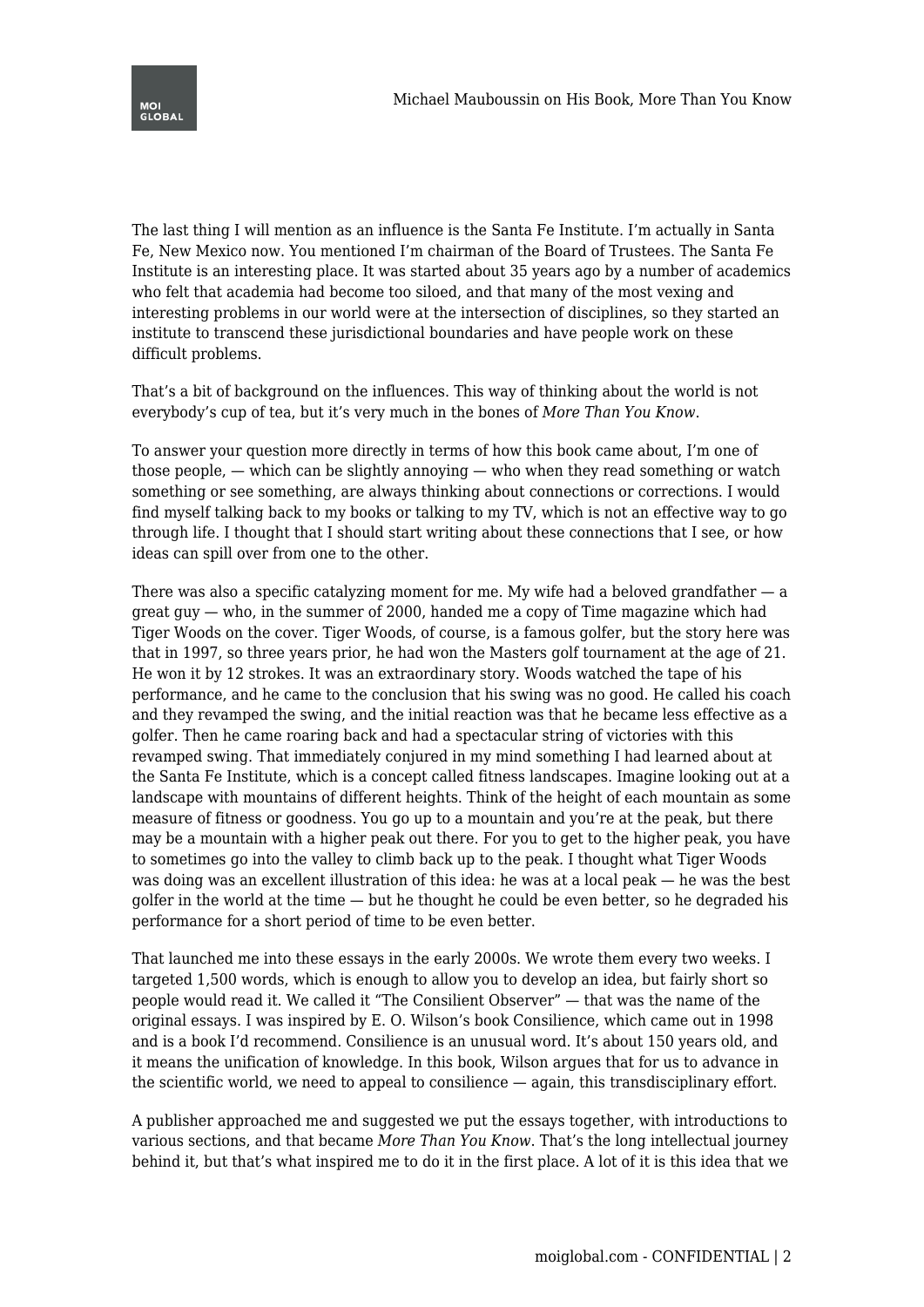The last thing I will mention as an influence is the Santa Fe Institute. I'm actually in Santa Fe, New Mexico now. You mentioned I'm chairman of the Board of Trustees. The Santa Fe Institute is an interesting place. It was started about 35 years ago by a number of academics who felt that academia had become too siloed, and that many of the most vexing and interesting problems in our world were at the intersection of disciplines, so they started an institute to transcend these jurisdictional boundaries and have people work on these difficult problems.

That's a bit of background on the influences. This way of thinking about the world is not everybody's cup of tea, but it's very much in the bones of *More Than You Know*.

To answer your question more directly in terms of how this book came about, I'm one of those people, — which can be slightly annoying — who when they read something or watch something or see something, are always thinking about connections or corrections. I would find myself talking back to my books or talking to my TV, which is not an effective way to go through life. I thought that I should start writing about these connections that I see, or how ideas can spill over from one to the other.

There was also a specific catalyzing moment for me. My wife had a beloved grandfather — a great guy — who, in the summer of 2000, handed me a copy of Time magazine which had Tiger Woods on the cover. Tiger Woods, of course, is a famous golfer, but the story here was that in 1997, so three years prior, he had won the Masters golf tournament at the age of 21. He won it by 12 strokes. It was an extraordinary story. Woods watched the tape of his performance, and he came to the conclusion that his swing was no good. He called his coach and they revamped the swing, and the initial reaction was that he became less effective as a golfer. Then he came roaring back and had a spectacular string of victories with this revamped swing. That immediately conjured in my mind something I had learned about at the Santa Fe Institute, which is a concept called fitness landscapes. Imagine looking out at a landscape with mountains of different heights. Think of the height of each mountain as some measure of fitness or goodness. You go up to a mountain and you're at the peak, but there may be a mountain with a higher peak out there. For you to get to the higher peak, you have to sometimes go into the valley to climb back up to the peak. I thought what Tiger Woods was doing was an excellent illustration of this idea: he was at a local peak — he was the best golfer in the world at the time — but he thought he could be even better, so he degraded his performance for a short period of time to be even better.

That launched me into these essays in the early 2000s. We wrote them every two weeks. I targeted 1,500 words, which is enough to allow you to develop an idea, but fairly short so people would read it. We called it "The Consilient Observer" — that was the name of the original essays. I was inspired by E. O. Wilson's book Consilience, which came out in 1998 and is a book I'd recommend. Consilience is an unusual word. It's about 150 years old, and it means the unification of knowledge. In this book, Wilson argues that for us to advance in the scientific world, we need to appeal to consilience — again, this transdisciplinary effort.

A publisher approached me and suggested we put the essays together, with introductions to various sections, and that became *More Than You Know*. That's the long intellectual journey behind it, but that's what inspired me to do it in the first place. A lot of it is this idea that we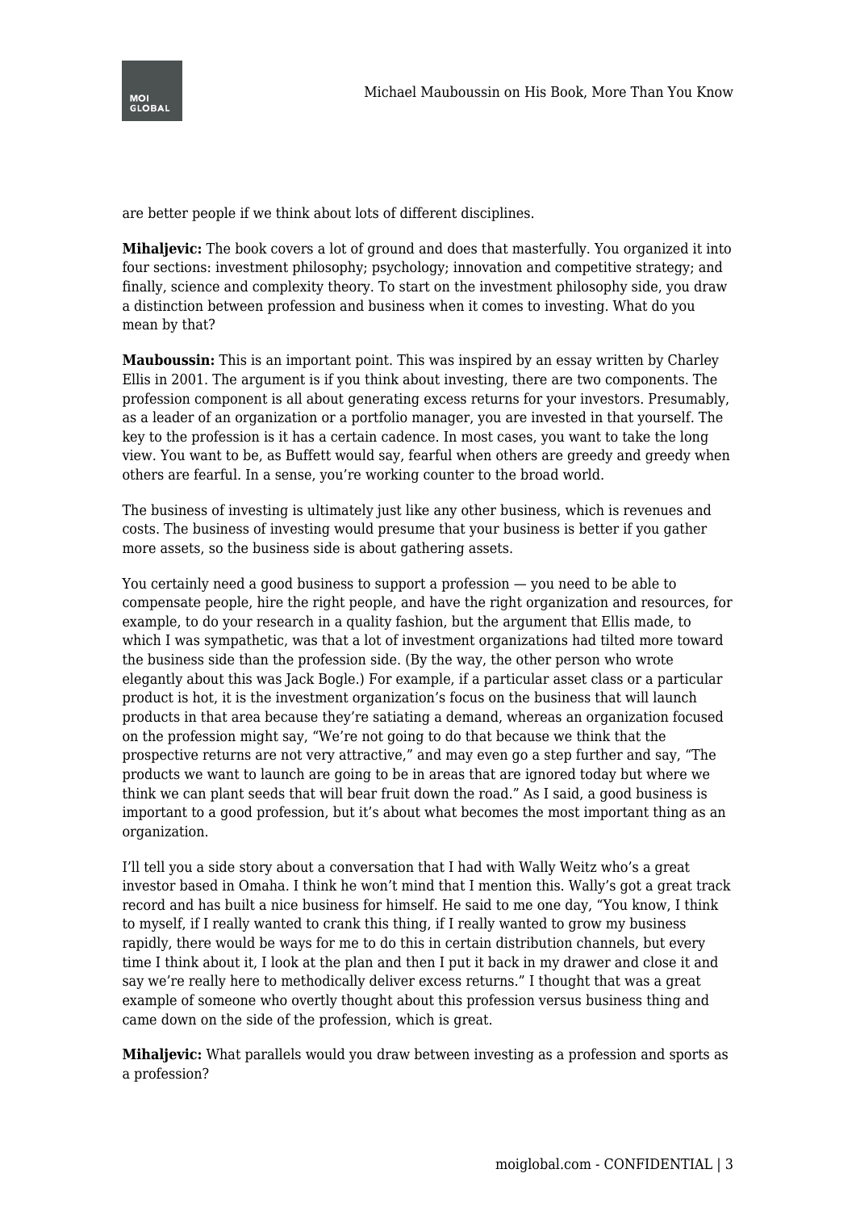are better people if we think about lots of different disciplines.

**Mihaljevic:** The book covers a lot of ground and does that masterfully. You organized it into four sections: investment philosophy; psychology; innovation and competitive strategy; and finally, science and complexity theory. To start on the investment philosophy side, you draw a distinction between profession and business when it comes to investing. What do you mean by that?

**Mauboussin:** This is an important point. This was inspired by an essay written by Charley Ellis in 2001. The argument is if you think about investing, there are two components. The profession component is all about generating excess returns for your investors. Presumably, as a leader of an organization or a portfolio manager, you are invested in that yourself. The key to the profession is it has a certain cadence. In most cases, you want to take the long view. You want to be, as Buffett would say, fearful when others are greedy and greedy when others are fearful. In a sense, you're working counter to the broad world.

The business of investing is ultimately just like any other business, which is revenues and costs. The business of investing would presume that your business is better if you gather more assets, so the business side is about gathering assets.

You certainly need a good business to support a profession — you need to be able to compensate people, hire the right people, and have the right organization and resources, for example, to do your research in a quality fashion, but the argument that Ellis made, to which I was sympathetic, was that a lot of investment organizations had tilted more toward the business side than the profession side. (By the way, the other person who wrote elegantly about this was Jack Bogle.) For example, if a particular asset class or a particular product is hot, it is the investment organization's focus on the business that will launch products in that area because they're satiating a demand, whereas an organization focused on the profession might say, "We're not going to do that because we think that the prospective returns are not very attractive," and may even go a step further and say, "The products we want to launch are going to be in areas that are ignored today but where we think we can plant seeds that will bear fruit down the road." As I said, a good business is important to a good profession, but it's about what becomes the most important thing as an organization.

I'll tell you a side story about a conversation that I had with Wally Weitz who's a great investor based in Omaha. I think he won't mind that I mention this. Wally's got a great track record and has built a nice business for himself. He said to me one day, "You know, I think to myself, if I really wanted to crank this thing, if I really wanted to grow my business rapidly, there would be ways for me to do this in certain distribution channels, but every time I think about it, I look at the plan and then I put it back in my drawer and close it and say we're really here to methodically deliver excess returns." I thought that was a great example of someone who overtly thought about this profession versus business thing and came down on the side of the profession, which is great.

**Mihaljevic:** What parallels would you draw between investing as a profession and sports as a profession?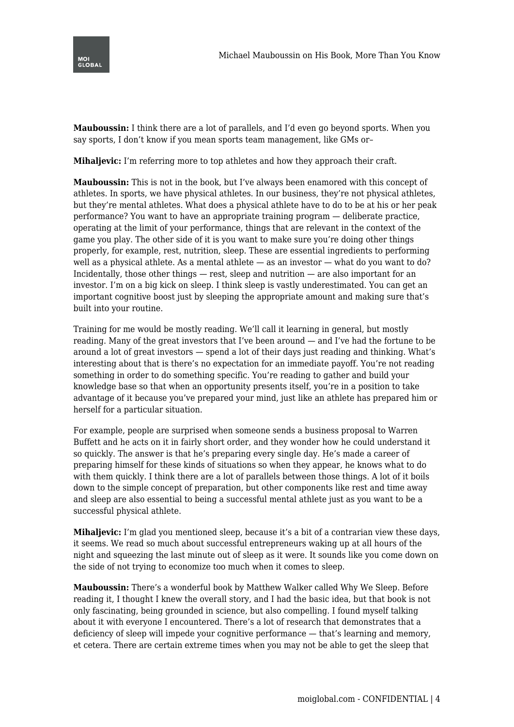**Mauboussin:** I think there are a lot of parallels, and I'd even go beyond sports. When you say sports, I don't know if you mean sports team management, like GMs or–

**Mihaljevic:** I'm referring more to top athletes and how they approach their craft.

**Mauboussin:** This is not in the book, but I've always been enamored with this concept of athletes. In sports, we have physical athletes. In our business, they're not physical athletes, but they're mental athletes. What does a physical athlete have to do to be at his or her peak performance? You want to have an appropriate training program — deliberate practice, operating at the limit of your performance, things that are relevant in the context of the game you play. The other side of it is you want to make sure you're doing other things properly, for example, rest, nutrition, sleep. These are essential ingredients to performing well as a physical athlete. As a mental athlete — as an investor — what do you want to do? Incidentally, those other things — rest, sleep and nutrition — are also important for an investor. I'm on a big kick on sleep. I think sleep is vastly underestimated. You can get an important cognitive boost just by sleeping the appropriate amount and making sure that's built into your routine.

Training for me would be mostly reading. We'll call it learning in general, but mostly reading. Many of the great investors that I've been around — and I've had the fortune to be around a lot of great investors — spend a lot of their days just reading and thinking. What's interesting about that is there's no expectation for an immediate payoff. You're not reading something in order to do something specific. You're reading to gather and build your knowledge base so that when an opportunity presents itself, you're in a position to take advantage of it because you've prepared your mind, just like an athlete has prepared him or herself for a particular situation.

For example, people are surprised when someone sends a business proposal to Warren Buffett and he acts on it in fairly short order, and they wonder how he could understand it so quickly. The answer is that he's preparing every single day. He's made a career of preparing himself for these kinds of situations so when they appear, he knows what to do with them quickly. I think there are a lot of parallels between those things. A lot of it boils down to the simple concept of preparation, but other components like rest and time away and sleep are also essential to being a successful mental athlete just as you want to be a successful physical athlete.

**Mihaljevic:** I'm glad you mentioned sleep, because it's a bit of a contrarian view these days, it seems. We read so much about successful entrepreneurs waking up at all hours of the night and squeezing the last minute out of sleep as it were. It sounds like you come down on the side of not trying to economize too much when it comes to sleep.

**Mauboussin:** There's a wonderful book by Matthew Walker called Why We Sleep. Before reading it, I thought I knew the overall story, and I had the basic idea, but that book is not only fascinating, being grounded in science, but also compelling. I found myself talking about it with everyone I encountered. There's a lot of research that demonstrates that a deficiency of sleep will impede your cognitive performance — that's learning and memory, et cetera. There are certain extreme times when you may not be able to get the sleep that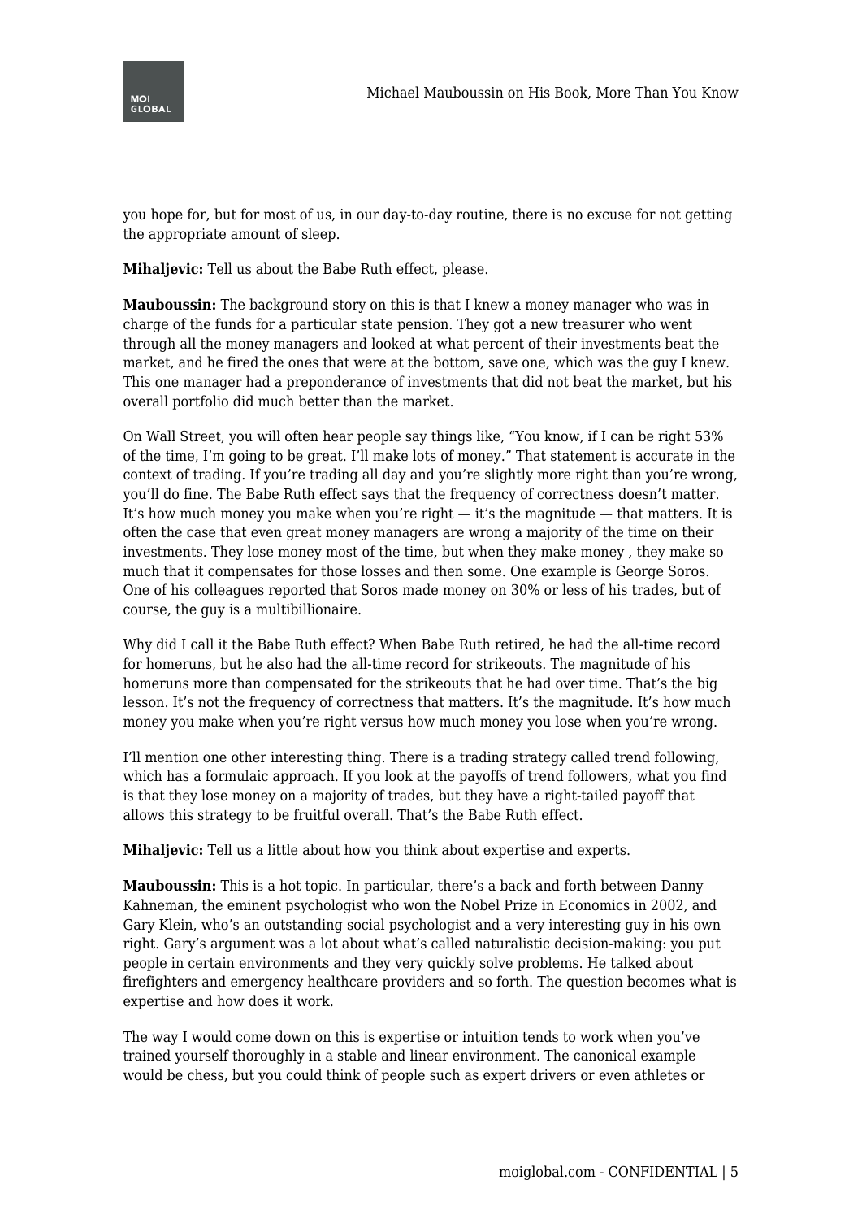you hope for, but for most of us, in our day-to-day routine, there is no excuse for not getting the appropriate amount of sleep.

**Mihaljevic:** Tell us about the Babe Ruth effect, please.

**Mauboussin:** The background story on this is that I knew a money manager who was in charge of the funds for a particular state pension. They got a new treasurer who went through all the money managers and looked at what percent of their investments beat the market, and he fired the ones that were at the bottom, save one, which was the guy I knew. This one manager had a preponderance of investments that did not beat the market, but his overall portfolio did much better than the market.

On Wall Street, you will often hear people say things like, "You know, if I can be right 53% of the time, I'm going to be great. I'll make lots of money." That statement is accurate in the context of trading. If you're trading all day and you're slightly more right than you're wrong, you'll do fine. The Babe Ruth effect says that the frequency of correctness doesn't matter. It's how much money you make when you're right — it's the magnitude — that matters. It is often the case that even great money managers are wrong a majority of the time on their investments. They lose money most of the time, but when they make money , they make so much that it compensates for those losses and then some. One example is George Soros. One of his colleagues reported that Soros made money on 30% or less of his trades, but of course, the guy is a multibillionaire.

Why did I call it the Babe Ruth effect? When Babe Ruth retired, he had the all-time record for homeruns, but he also had the all-time record for strikeouts. The magnitude of his homeruns more than compensated for the strikeouts that he had over time. That's the big lesson. It's not the frequency of correctness that matters. It's the magnitude. It's how much money you make when you're right versus how much money you lose when you're wrong.

I'll mention one other interesting thing. There is a trading strategy called trend following, which has a formulaic approach. If you look at the payoffs of trend followers, what you find is that they lose money on a majority of trades, but they have a right-tailed payoff that allows this strategy to be fruitful overall. That's the Babe Ruth effect.

**Mihaljevic:** Tell us a little about how you think about expertise and experts.

**Mauboussin:** This is a hot topic. In particular, there's a back and forth between Danny Kahneman, the eminent psychologist who won the Nobel Prize in Economics in 2002, and Gary Klein, who's an outstanding social psychologist and a very interesting guy in his own right. Gary's argument was a lot about what's called naturalistic decision-making: you put people in certain environments and they very quickly solve problems. He talked about firefighters and emergency healthcare providers and so forth. The question becomes what is expertise and how does it work.

The way I would come down on this is expertise or intuition tends to work when you've trained yourself thoroughly in a stable and linear environment. The canonical example would be chess, but you could think of people such as expert drivers or even athletes or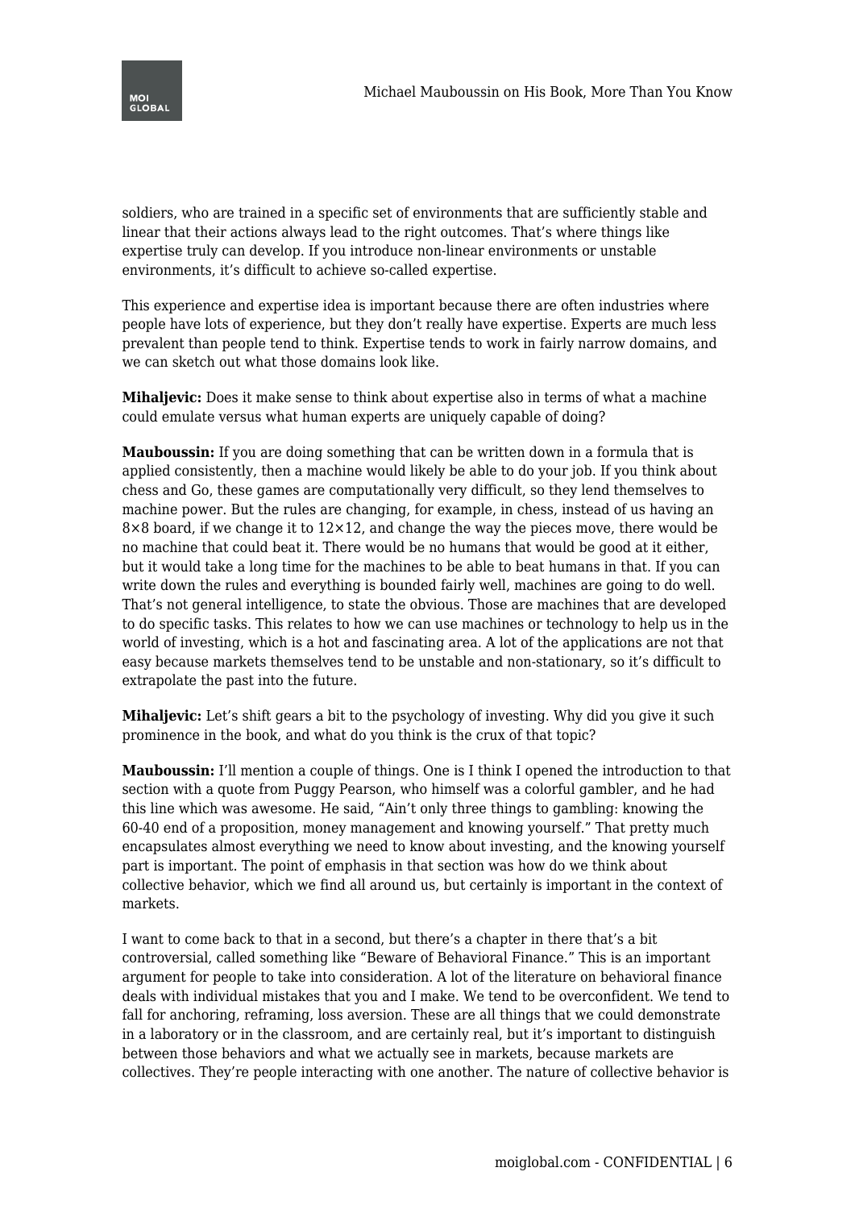soldiers, who are trained in a specific set of environments that are sufficiently stable and linear that their actions always lead to the right outcomes. That's where things like expertise truly can develop. If you introduce non-linear environments or unstable environments, it's difficult to achieve so-called expertise.

This experience and expertise idea is important because there are often industries where people have lots of experience, but they don't really have expertise. Experts are much less prevalent than people tend to think. Expertise tends to work in fairly narrow domains, and we can sketch out what those domains look like.

**Mihaljevic:** Does it make sense to think about expertise also in terms of what a machine could emulate versus what human experts are uniquely capable of doing?

**Mauboussin:** If you are doing something that can be written down in a formula that is applied consistently, then a machine would likely be able to do your job. If you think about chess and Go, these games are computationally very difficult, so they lend themselves to machine power. But the rules are changing, for example, in chess, instead of us having an 8×8 board, if we change it to 12×12, and change the way the pieces move, there would be no machine that could beat it. There would be no humans that would be good at it either, but it would take a long time for the machines to be able to beat humans in that. If you can write down the rules and everything is bounded fairly well, machines are going to do well. That's not general intelligence, to state the obvious. Those are machines that are developed to do specific tasks. This relates to how we can use machines or technology to help us in the world of investing, which is a hot and fascinating area. A lot of the applications are not that easy because markets themselves tend to be unstable and non-stationary, so it's difficult to extrapolate the past into the future.

**Mihaljevic:** Let's shift gears a bit to the psychology of investing. Why did you give it such prominence in the book, and what do you think is the crux of that topic?

**Mauboussin:** I'll mention a couple of things. One is I think I opened the introduction to that section with a quote from Puggy Pearson, who himself was a colorful gambler, and he had this line which was awesome. He said, "Ain't only three things to gambling: knowing the 60-40 end of a proposition, money management and knowing yourself." That pretty much encapsulates almost everything we need to know about investing, and the knowing yourself part is important. The point of emphasis in that section was how do we think about collective behavior, which we find all around us, but certainly is important in the context of markets.

I want to come back to that in a second, but there's a chapter in there that's a bit controversial, called something like "Beware of Behavioral Finance." This is an important argument for people to take into consideration. A lot of the literature on behavioral finance deals with individual mistakes that you and I make. We tend to be overconfident. We tend to fall for anchoring, reframing, loss aversion. These are all things that we could demonstrate in a laboratory or in the classroom, and are certainly real, but it's important to distinguish between those behaviors and what we actually see in markets, because markets are collectives. They're people interacting with one another. The nature of collective behavior is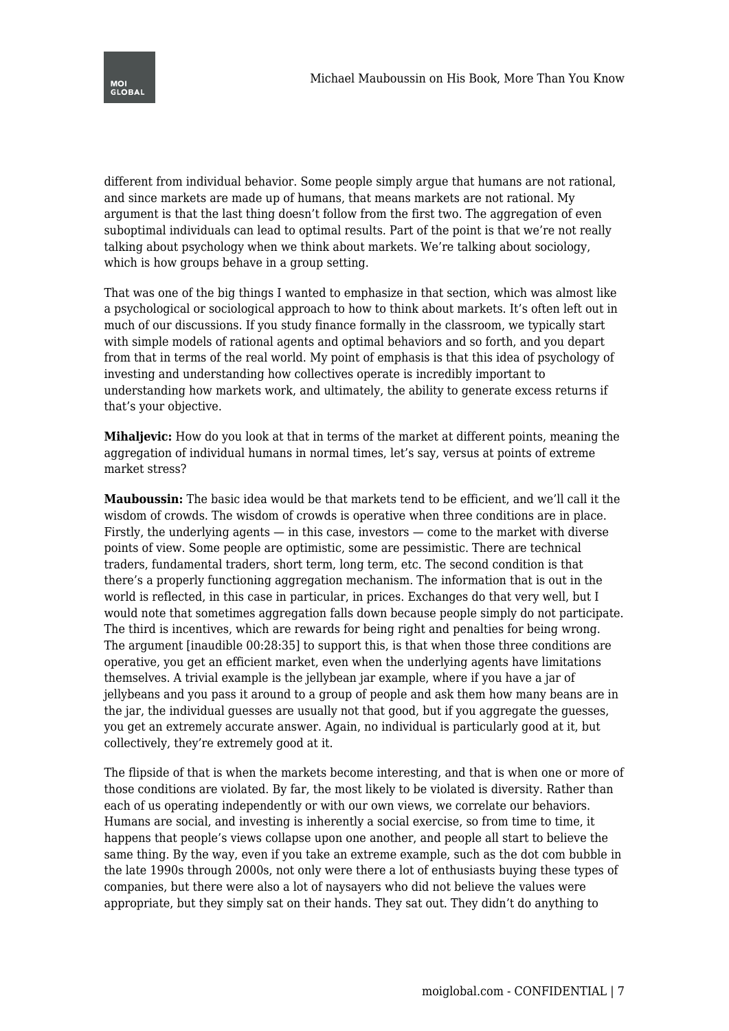different from individual behavior. Some people simply argue that humans are not rational, and since markets are made up of humans, that means markets are not rational. My argument is that the last thing doesn't follow from the first two. The aggregation of even suboptimal individuals can lead to optimal results. Part of the point is that we're not really talking about psychology when we think about markets. We're talking about sociology, which is how groups behave in a group setting.

That was one of the big things I wanted to emphasize in that section, which was almost like a psychological or sociological approach to how to think about markets. It's often left out in much of our discussions. If you study finance formally in the classroom, we typically start with simple models of rational agents and optimal behaviors and so forth, and you depart from that in terms of the real world. My point of emphasis is that this idea of psychology of investing and understanding how collectives operate is incredibly important to understanding how markets work, and ultimately, the ability to generate excess returns if that's your objective.

**Mihaljevic:** How do you look at that in terms of the market at different points, meaning the aggregation of individual humans in normal times, let's say, versus at points of extreme market stress?

**Mauboussin:** The basic idea would be that markets tend to be efficient, and we'll call it the wisdom of crowds. The wisdom of crowds is operative when three conditions are in place. Firstly, the underlying agents — in this case, investors — come to the market with diverse points of view. Some people are optimistic, some are pessimistic. There are technical traders, fundamental traders, short term, long term, etc. The second condition is that there's a properly functioning aggregation mechanism. The information that is out in the world is reflected, in this case in particular, in prices. Exchanges do that very well, but I would note that sometimes aggregation falls down because people simply do not participate. The third is incentives, which are rewards for being right and penalties for being wrong. The argument [inaudible 00:28:35] to support this, is that when those three conditions are operative, you get an efficient market, even when the underlying agents have limitations themselves. A trivial example is the jellybean jar example, where if you have a jar of jellybeans and you pass it around to a group of people and ask them how many beans are in the jar, the individual guesses are usually not that good, but if you aggregate the guesses, you get an extremely accurate answer. Again, no individual is particularly good at it, but collectively, they're extremely good at it.

The flipside of that is when the markets become interesting, and that is when one or more of those conditions are violated. By far, the most likely to be violated is diversity. Rather than each of us operating independently or with our own views, we correlate our behaviors. Humans are social, and investing is inherently a social exercise, so from time to time, it happens that people's views collapse upon one another, and people all start to believe the same thing. By the way, even if you take an extreme example, such as the dot com bubble in the late 1990s through 2000s, not only were there a lot of enthusiasts buying these types of companies, but there were also a lot of naysayers who did not believe the values were appropriate, but they simply sat on their hands. They sat out. They didn't do anything to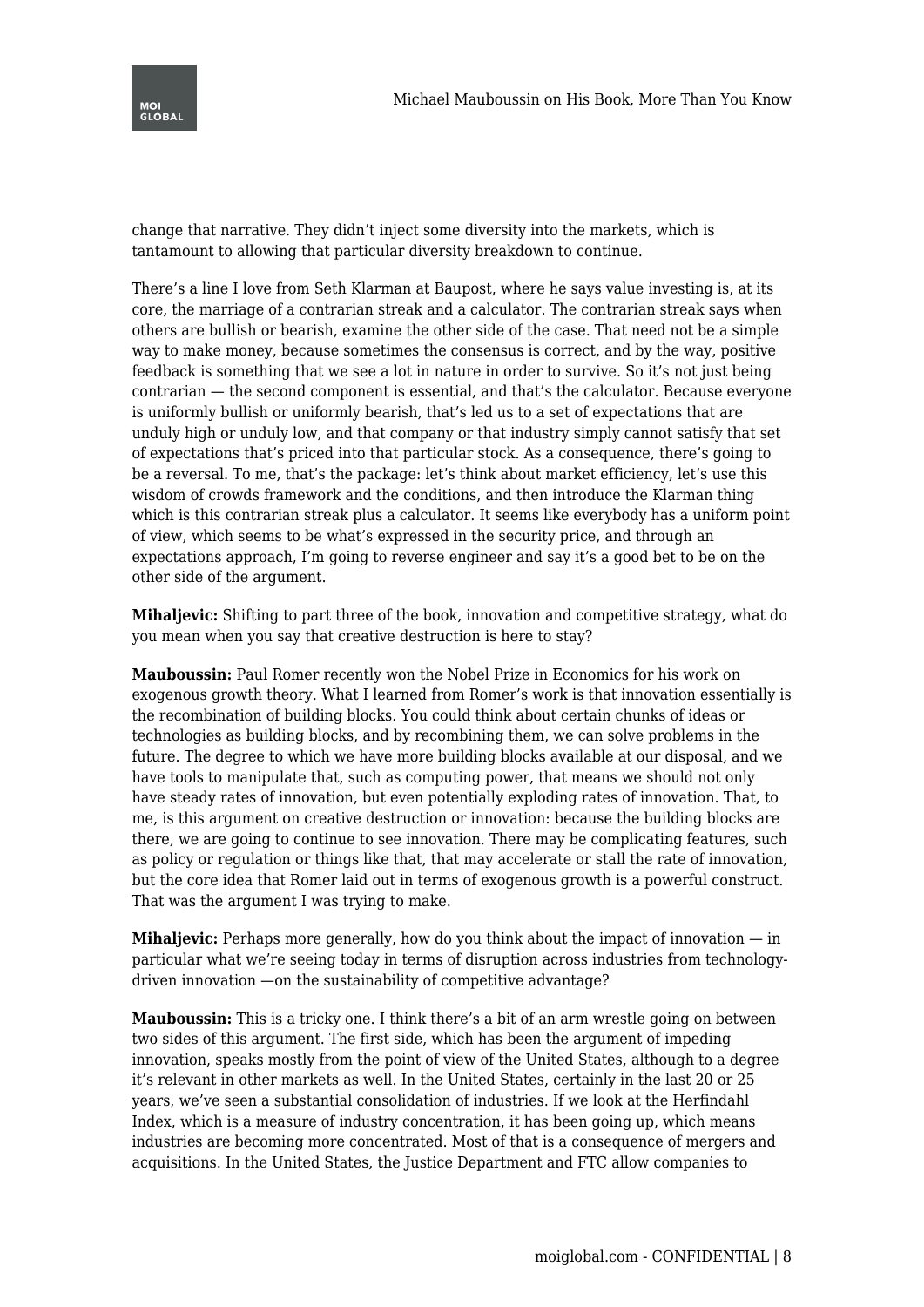change that narrative. They didn't inject some diversity into the markets, which is tantamount to allowing that particular diversity breakdown to continue.

There's a line I love from Seth Klarman at Baupost, where he says value investing is, at its core, the marriage of a contrarian streak and a calculator. The contrarian streak says when others are bullish or bearish, examine the other side of the case. That need not be a simple way to make money, because sometimes the consensus is correct, and by the way, positive feedback is something that we see a lot in nature in order to survive. So it's not just being contrarian — the second component is essential, and that's the calculator. Because everyone is uniformly bullish or uniformly bearish, that's led us to a set of expectations that are unduly high or unduly low, and that company or that industry simply cannot satisfy that set of expectations that's priced into that particular stock. As a consequence, there's going to be a reversal. To me, that's the package: let's think about market efficiency, let's use this wisdom of crowds framework and the conditions, and then introduce the Klarman thing which is this contrarian streak plus a calculator. It seems like everybody has a uniform point of view, which seems to be what's expressed in the security price, and through an expectations approach, I'm going to reverse engineer and say it's a good bet to be on the other side of the argument.

**Mihaljevic:** Shifting to part three of the book, innovation and competitive strategy, what do you mean when you say that creative destruction is here to stay?

**Mauboussin:** Paul Romer recently won the Nobel Prize in Economics for his work on exogenous growth theory. What I learned from Romer's work is that innovation essentially is the recombination of building blocks. You could think about certain chunks of ideas or technologies as building blocks, and by recombining them, we can solve problems in the future. The degree to which we have more building blocks available at our disposal, and we have tools to manipulate that, such as computing power, that means we should not only have steady rates of innovation, but even potentially exploding rates of innovation. That, to me, is this argument on creative destruction or innovation: because the building blocks are there, we are going to continue to see innovation. There may be complicating features, such as policy or regulation or things like that, that may accelerate or stall the rate of innovation, but the core idea that Romer laid out in terms of exogenous growth is a powerful construct. That was the argument I was trying to make.

**Mihaljevic:** Perhaps more generally, how do you think about the impact of innovation — in particular what we're seeing today in terms of disruption across industries from technology-driven innovation —on the sustainability of competitive advantage?

**Mauboussin:** This is a tricky one. I think there's a bit of an arm wrestle going on between two sides of this argument. The first side, which has been the argument of impeding innovation, speaks mostly from the point of view of the United States, although to a degree it's relevant in other markets as well. In the United States, certainly in the last 20 or 25 years, we've seen a substantial consolidation of industries. If we look at the Herfindahl Index, which is a measure of industry concentration, it has been going up, which means industries are becoming more concentrated. Most of that is a consequence of mergers and acquisitions. In the United States, the Justice Department and FTC allow companies to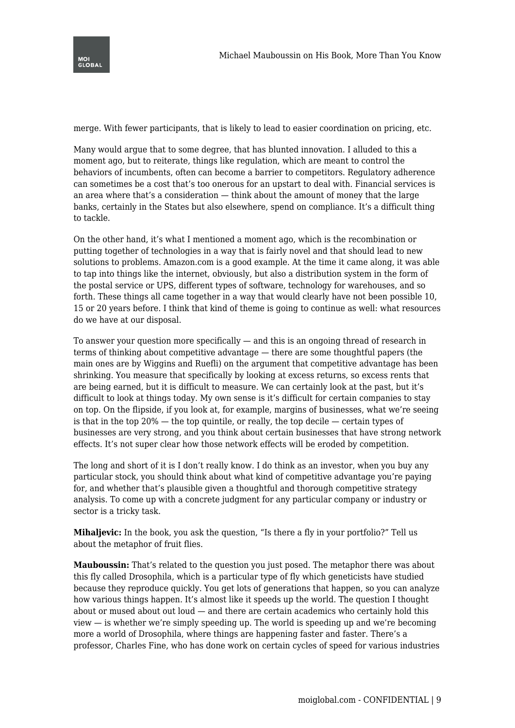merge. With fewer participants, that is likely to lead to easier coordination on pricing, etc.

Many would argue that to some degree, that has blunted innovation. I alluded to this a moment ago, but to reiterate, things like regulation, which are meant to control the behaviors of incumbents, often can become a barrier to competitors. Regulatory adherence can sometimes be a cost that's too onerous for an upstart to deal with. Financial services is an area where that's a consideration — think about the amount of money that the large banks, certainly in the States but also elsewhere, spend on compliance. It's a difficult thing to tackle.

On the other hand, it's what I mentioned a moment ago, which is the recombination or putting together of technologies in a way that is fairly novel and that should lead to new solutions to problems. Amazon.com is a good example. At the time it came along, it was able to tap into things like the internet, obviously, but also a distribution system in the form of the postal service or UPS, different types of software, technology for warehouses, and so forth. These things all came together in a way that would clearly have not been possible 10, 15 or 20 years before. I think that kind of theme is going to continue as well: what resources do we have at our disposal.

To answer your question more specifically — and this is an ongoing thread of research in terms of thinking about competitive advantage — there are some thoughtful papers (the main ones are by Wiggins and Ruefli) on the argument that competitive advantage has been shrinking. You measure that specifically by looking at excess returns, so excess rents that are being earned, but it is difficult to measure. We can certainly look at the past, but it's difficult to look at things today. My own sense is it's difficult for certain companies to stay on top. On the flipside, if you look at, for example, margins of businesses, what we're seeing is that in the top 20% — the top quintile, or really, the top decile — certain types of businesses are very strong, and you think about certain businesses that have strong network effects. It's not super clear how those network effects will be eroded by competition.

The long and short of it is I don't really know. I do think as an investor, when you buy any particular stock, you should think about what kind of competitive advantage you're paying for, and whether that's plausible given a thoughtful and thorough competitive strategy analysis. To come up with a concrete judgment for any particular company or industry or sector is a tricky task.

**Mihaljevic:** In the book, you ask the question, "Is there a fly in your portfolio?" Tell us about the metaphor of fruit flies.

**Mauboussin:** That's related to the question you just posed. The metaphor there was about this fly called Drosophila, which is a particular type of fly which geneticists have studied because they reproduce quickly. You get lots of generations that happen, so you can analyze how various things happen. It's almost like it speeds up the world. The question I thought about or mused about out loud — and there are certain academics who certainly hold this view — is whether we're simply speeding up. The world is speeding up and we're becoming more a world of Drosophila, where things are happening faster and faster. There's a professor, Charles Fine, who has done work on certain cycles of speed for various industries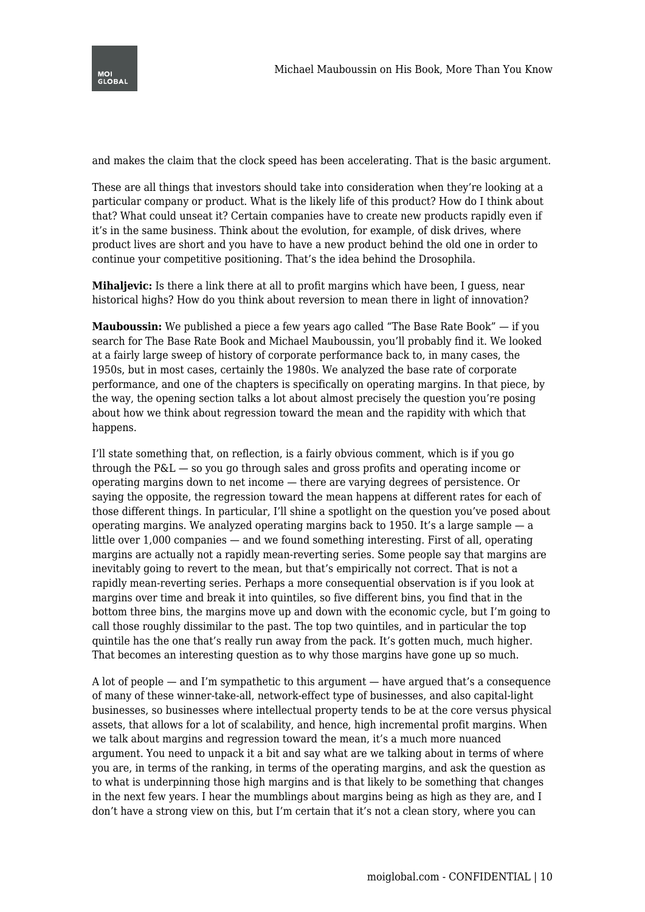and makes the claim that the clock speed has been accelerating. That is the basic argument.

These are all things that investors should take into consideration when they're looking at a particular company or product. What is the likely life of this product? How do I think about that? What could unseat it? Certain companies have to create new products rapidly even if it's in the same business. Think about the evolution, for example, of disk drives, where product lives are short and you have to have a new product behind the old one in order to continue your competitive positioning. That's the idea behind the Drosophila.

**Mihaljevic:** Is there a link there at all to profit margins which have been, I guess, near historical highs? How do you think about reversion to mean there in light of innovation?

**Mauboussin:** We published a piece a few years ago called "The Base Rate Book" — if you search for The Base Rate Book and Michael Mauboussin, you'll probably find it. We looked at a fairly large sweep of history of corporate performance back to, in many cases, the 1950s, but in most cases, certainly the 1980s. We analyzed the base rate of corporate performance, and one of the chapters is specifically on operating margins. In that piece, by the way, the opening section talks a lot about almost precisely the question you're posing about how we think about regression toward the mean and the rapidity with which that happens.

I'll state something that, on reflection, is a fairly obvious comment, which is if you go through the P&L — so you go through sales and gross profits and operating income or operating margins down to net income — there are varying degrees of persistence. Or saying the opposite, the regression toward the mean happens at different rates for each of those different things. In particular, I'll shine a spotlight on the question you've posed about operating margins. We analyzed operating margins back to 1950. It's a large sample — a little over 1,000 companies — and we found something interesting. First of all, operating margins are actually not a rapidly mean-reverting series. Some people say that margins are inevitably going to revert to the mean, but that's empirically not correct. That is not a rapidly mean-reverting series. Perhaps a more consequential observation is if you look at margins over time and break it into quintiles, so five different bins, you find that in the bottom three bins, the margins move up and down with the economic cycle, but I'm going to call those roughly dissimilar to the past. The top two quintiles, and in particular the top quintile has the one that's really run away from the pack. It's gotten much, much higher. That becomes an interesting question as to why those margins have gone up so much.

A lot of people — and I'm sympathetic to this argument — have argued that's a consequence of many of these winner-take-all, network-effect type of businesses, and also capital-light businesses, so businesses where intellectual property tends to be at the core versus physical assets, that allows for a lot of scalability, and hence, high incremental profit margins. When we talk about margins and regression toward the mean, it's a much more nuanced argument. You need to unpack it a bit and say what are we talking about in terms of where you are, in terms of the ranking, in terms of the operating margins, and ask the question as to what is underpinning those high margins and is that likely to be something that changes in the next few years. I hear the mumblings about margins being as high as they are, and I don't have a strong view on this, but I'm certain that it's not a clean story, where you can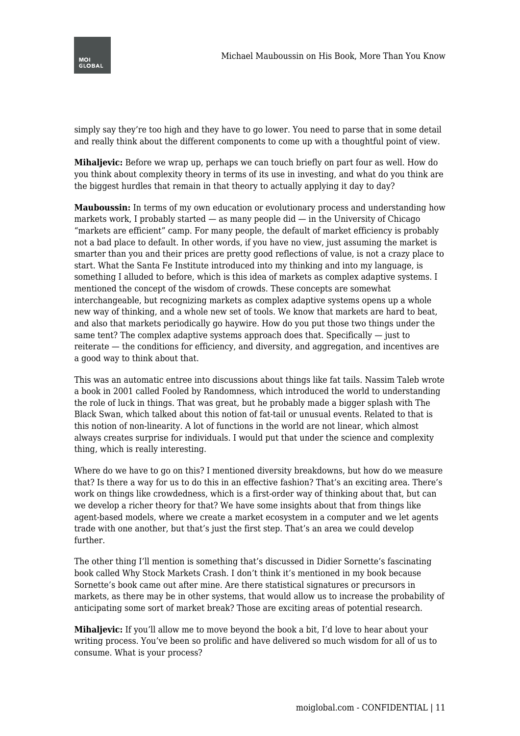simply say they're too high and they have to go lower. You need to parse that in some detail and really think about the different components to come up with a thoughtful point of view.

**Mihaljevic:** Before we wrap up, perhaps we can touch briefly on part four as well. How do you think about complexity theory in terms of its use in investing, and what do you think are the biggest hurdles that remain in that theory to actually applying it day to day?

**Mauboussin:** In terms of my own education or evolutionary process and understanding how markets work, I probably started — as many people did — in the University of Chicago "markets are efficient" camp. For many people, the default of market efficiency is probably not a bad place to default. In other words, if you have no view, just assuming the market is smarter than you and their prices are pretty good reflections of value, is not a crazy place to start. What the Santa Fe Institute introduced into my thinking and into my language, is something I alluded to before, which is this idea of markets as complex adaptive systems. I mentioned the concept of the wisdom of crowds. These concepts are somewhat interchangeable, but recognizing markets as complex adaptive systems opens up a whole new way of thinking, and a whole new set of tools. We know that markets are hard to beat, and also that markets periodically go haywire. How do you put those two things under the same tent? The complex adaptive systems approach does that. Specifically — just to reiterate — the conditions for efficiency, and diversity, and aggregation, and incentives are a good way to think about that.

This was an automatic entree into discussions about things like fat tails. Nassim Taleb wrote a book in 2001 called Fooled by Randomness, which introduced the world to understanding the role of luck in things. That was great, but he probably made a bigger splash with The Black Swan, which talked about this notion of fat-tail or unusual events. Related to that is this notion of non-linearity. A lot of functions in the world are not linear, which almost always creates surprise for individuals. I would put that under the science and complexity thing, which is really interesting.

Where do we have to go on this? I mentioned diversity breakdowns, but how do we measure that? Is there a way for us to do this in an effective fashion? That's an exciting area. There's work on things like crowdedness, which is a first-order way of thinking about that, but can we develop a richer theory for that? We have some insights about that from things like agent-based models, where we create a market ecosystem in a computer and we let agents trade with one another, but that's just the first step. That's an area we could develop further.

The other thing I'll mention is something that's discussed in Didier Sornette's fascinating book called Why Stock Markets Crash. I don't think it's mentioned in my book because Sornette's book came out after mine. Are there statistical signatures or precursors in markets, as there may be in other systems, that would allow us to increase the probability of anticipating some sort of market break? Those are exciting areas of potential research.

**Mihaljevic:** If you'll allow me to move beyond the book a bit, I'd love to hear about your writing process. You've been so prolific and have delivered so much wisdom for all of us to consume. What is your process?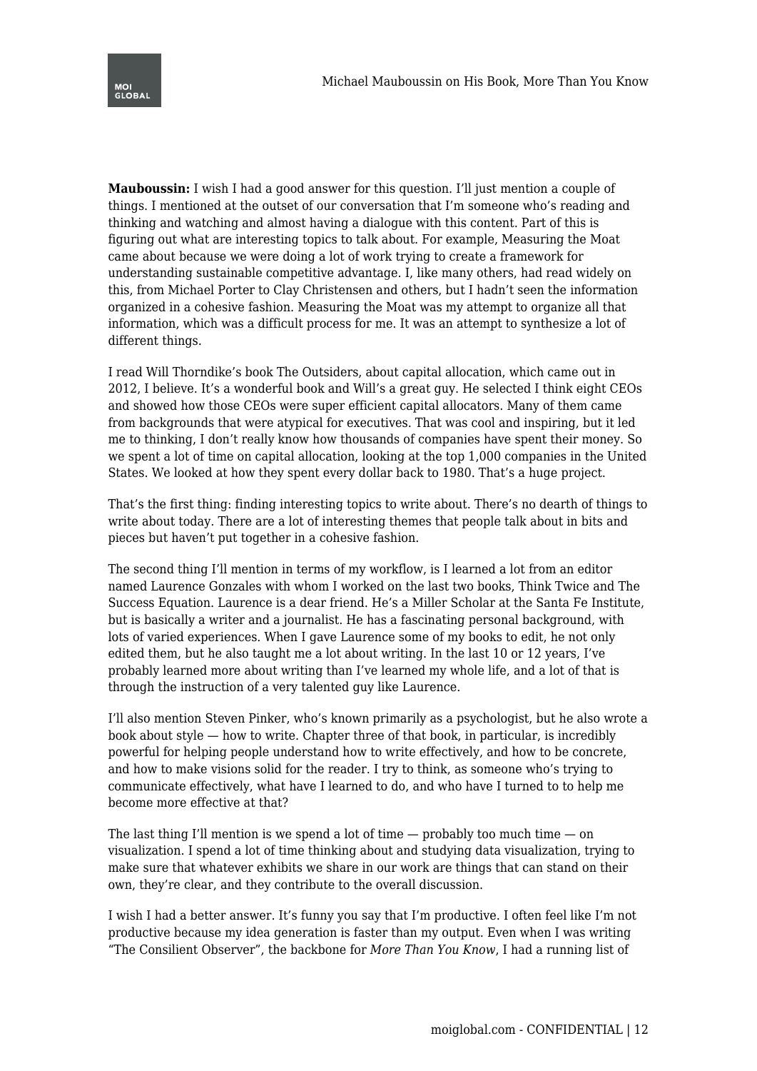**Mauboussin:** I wish I had a good answer for this question. I'll just mention a couple of things. I mentioned at the outset of our conversation that I'm someone who's reading and thinking and watching and almost having a dialogue with this content. Part of this is figuring out what are interesting topics to talk about. For example, Measuring the Moat came about because we were doing a lot of work trying to create a framework for understanding sustainable competitive advantage. I, like many others, had read widely on this, from Michael Porter to Clay Christensen and others, but I hadn't seen the information organized in a cohesive fashion. Measuring the Moat was my attempt to organize all that information, which was a difficult process for me. It was an attempt to synthesize a lot of different things.

I read Will Thorndike's book The Outsiders, about capital allocation, which came out in 2012, I believe. It's a wonderful book and Will's a great guy. He selected I think eight CEOs and showed how those CEOs were super efficient capital allocators. Many of them came from backgrounds that were atypical for executives. That was cool and inspiring, but it led me to thinking, I don't really know how thousands of companies have spent their money. So we spent a lot of time on capital allocation, looking at the top 1,000 companies in the United States. We looked at how they spent every dollar back to 1980. That's a huge project.

That's the first thing: finding interesting topics to write about. There's no dearth of things to write about today. There are a lot of interesting themes that people talk about in bits and pieces but haven't put together in a cohesive fashion.

The second thing I'll mention in terms of my workflow, is I learned a lot from an editor named Laurence Gonzales with whom I worked on the last two books, Think Twice and The Success Equation. Laurence is a dear friend. He's a Miller Scholar at the Santa Fe Institute, but is basically a writer and a journalist. He has a fascinating personal background, with lots of varied experiences. When I gave Laurence some of my books to edit, he not only edited them, but he also taught me a lot about writing. In the last 10 or 12 years, I've probably learned more about writing than I've learned my whole life, and a lot of that is through the instruction of a very talented guy like Laurence.

I'll also mention Steven Pinker, who's known primarily as a psychologist, but he also wrote a book about style — how to write. Chapter three of that book, in particular, is incredibly powerful for helping people understand how to write effectively, and how to be concrete, and how to make visions solid for the reader. I try to think, as someone who's trying to communicate effectively, what have I learned to do, and who have I turned to to help me become more effective at that?

The last thing I'll mention is we spend a lot of time — probably too much time — on visualization. I spend a lot of time thinking about and studying data visualization, trying to make sure that whatever exhibits we share in our work are things that can stand on their own, they're clear, and they contribute to the overall discussion.

I wish I had a better answer. It's funny you say that I'm productive. I often feel like I'm not productive because my idea generation is faster than my output. Even when I was writing "The Consilient Observer", the backbone for *More Than You Know*, I had a running list of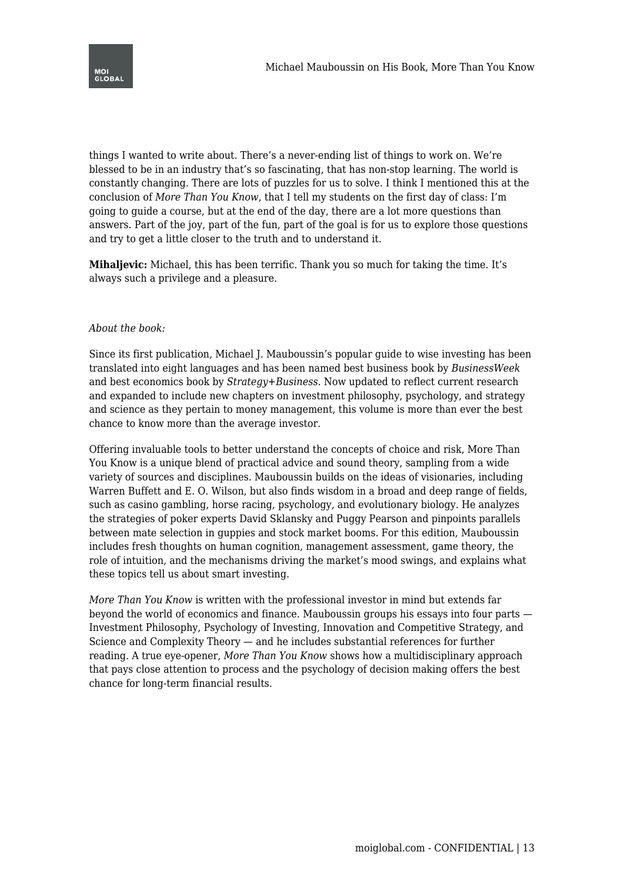things I wanted to write about. There's a never-ending list of things to work on. We're blessed to be in an industry that's so fascinating, that has non-stop learning. The world is constantly changing. There are lots of puzzles for us to solve. I think I mentioned this at the conclusion of *More Than You Know*, that I tell my students on the first day of class: I'm going to guide a course, but at the end of the day, there are a lot more questions than answers. Part of the joy, part of the fun, part of the goal is for us to explore those questions and try to get a little closer to the truth and to understand it.

**Mihaljevic:** Michael, this has been terrific. Thank you so much for taking the time. It's always such a privilege and a pleasure.

*About the book:*

Since its first publication, Michael J. Mauboussin's popular guide to wise investing has been translated into eight languages and has been named best business book by *BusinessWeek* and best economics book by *Strategy+Business*. Now updated to reflect current research and expanded to include new chapters on investment philosophy, psychology, and strategy and science as they pertain to money management, this volume is more than ever the best chance to know more than the average investor.

Offering invaluable tools to better understand the concepts of choice and risk, More Than You Know is a unique blend of practical advice and sound theory, sampling from a wide variety of sources and disciplines. Mauboussin builds on the ideas of visionaries, including Warren Buffett and E. O. Wilson, but also finds wisdom in a broad and deep range of fields, such as casino gambling, horse racing, psychology, and evolutionary biology. He analyzes the strategies of poker experts David Sklansky and Puggy Pearson and pinpoints parallels between mate selection in guppies and stock market booms. For this edition, Mauboussin includes fresh thoughts on human cognition, management assessment, game theory, the role of intuition, and the mechanisms driving the market's mood swings, and explains what these topics tell us about smart investing.

*More Than You Know* is written with the professional investor in mind but extends far beyond the world of economics and finance. Mauboussin groups his essays into four parts — Investment Philosophy, Psychology of Investing, Innovation and Competitive Strategy, and Science and Complexity Theory — and he includes substantial references for further reading. A true eye-opener, *More Than You Know* shows how a multidisciplinary approach that pays close attention to process and the psychology of decision making offers the best chance for long-term financial results.